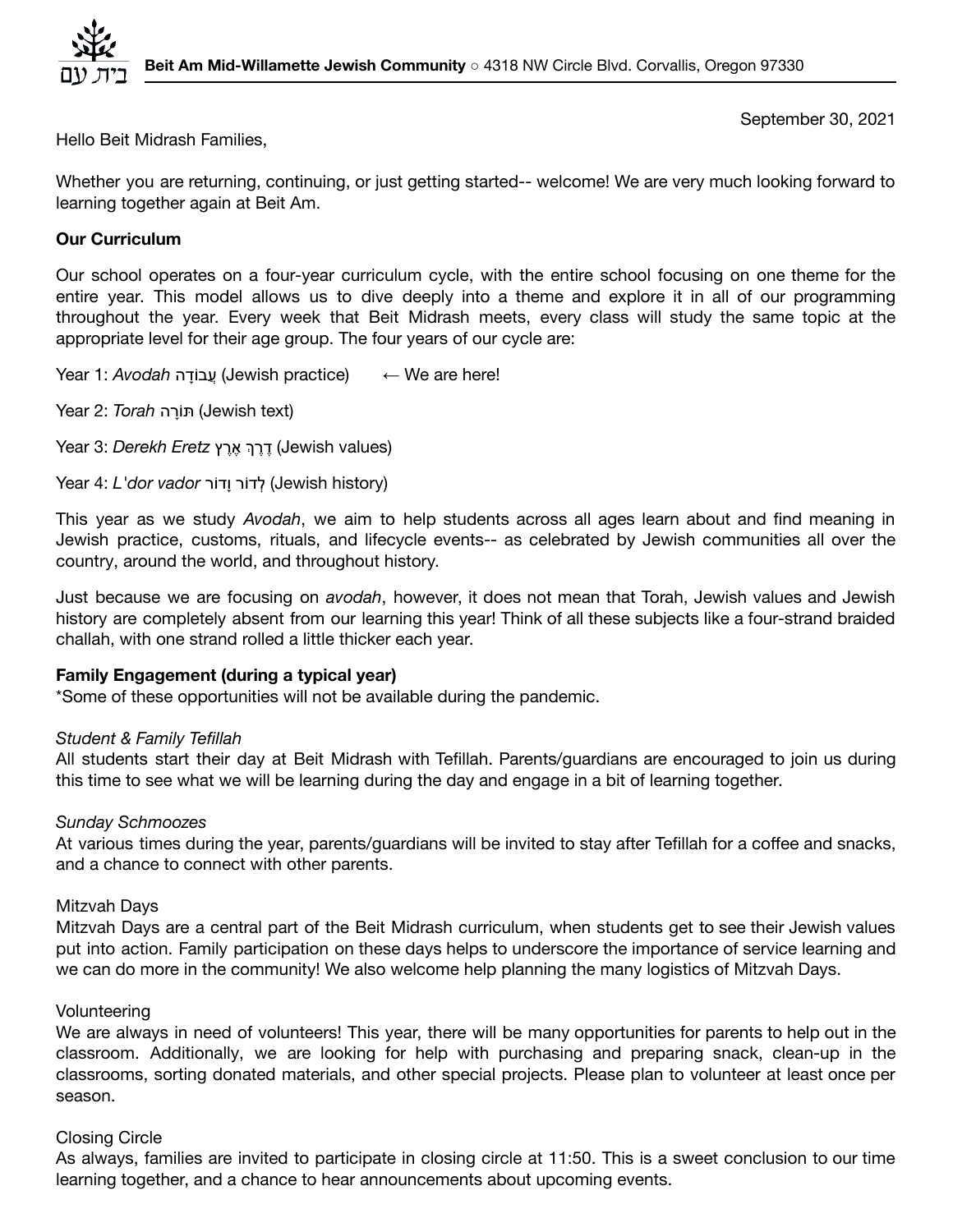**Beit Am Mid-Willamette Jewish Community** ○ 4318 NW Circle Blvd. Corvallis, Oregon 97330

September 30, 2021

Hello Beit Midrash Families,

Whether you are returning, continuing, or just getting started-- welcome! We are very much looking forward to learning together again at Beit Am.

**Our Curriculum**

Our school operates on a four-year curriculum cycle, with the entire school focusing on one theme for the entire year. This model allows us to dive deeply into a theme and explore it in all of our programming throughout the year. Every week that Beit Midrash meets, every class will study the same topic at the appropriate level for their age group. The four years of our cycle are:

Year 1: *Avodah* עֲבוֹדָה (Jewish practice) ← We are here!

Year 2: *Torah* תּוֹרָה (Jewish text)

Year 3: *Derekh Eretz* דֶּרֶךְ אֶרֶץ (Jewish values)

Year 4: *L'dor vador* לְדוֹר וָדוֹר (Jewish history)

This year as we study *Avodah*, we aim to help students across all ages learn about and find meaning in Jewish practice, customs, rituals, and lifecycle events-- as celebrated by Jewish communities all over the country, around the world, and throughout history.

Just because we are focusing on *avodah*, however, it does not mean that Torah, Jewish values and Jewish history are completely absent from our learning this year! Think of all these subjects like a four-strand braided challah, with one strand rolled a little thicker each year.

**Family Engagement (during a typical year)**
*Some of these opportunities will not be available during the pandemic.

*Student & Family Tefillah*
All students start their day at Beit Midrash with Tefillah. Parents/guardians are encouraged to join us during this time to see what we will be learning during the day and engage in a bit of learning together.

*Sunday Schmoozes*
At various times during the year, parents/guardians will be invited to stay after Tefillah for a coffee and snacks, and a chance to connect with other parents.

Mitzvah Days
Mitzvah Days are a central part of the Beit Midrash curriculum, when students get to see their Jewish values put into action. Family participation on these days helps to underscore the importance of service learning and we can do more in the community! We also welcome help planning the many logistics of Mitzvah Days.

Volunteering
We are always in need of volunteers! This year, there will be many opportunities for parents to help out in the classroom. Additionally, we are looking for help with purchasing and preparing snack, clean-up in the classrooms, sorting donated materials, and other special projects. Please plan to volunteer at least once per season.

Closing Circle
As always, families are invited to participate in closing circle at 11:50. This is a sweet conclusion to our time learning together, and a chance to hear announcements about upcoming events.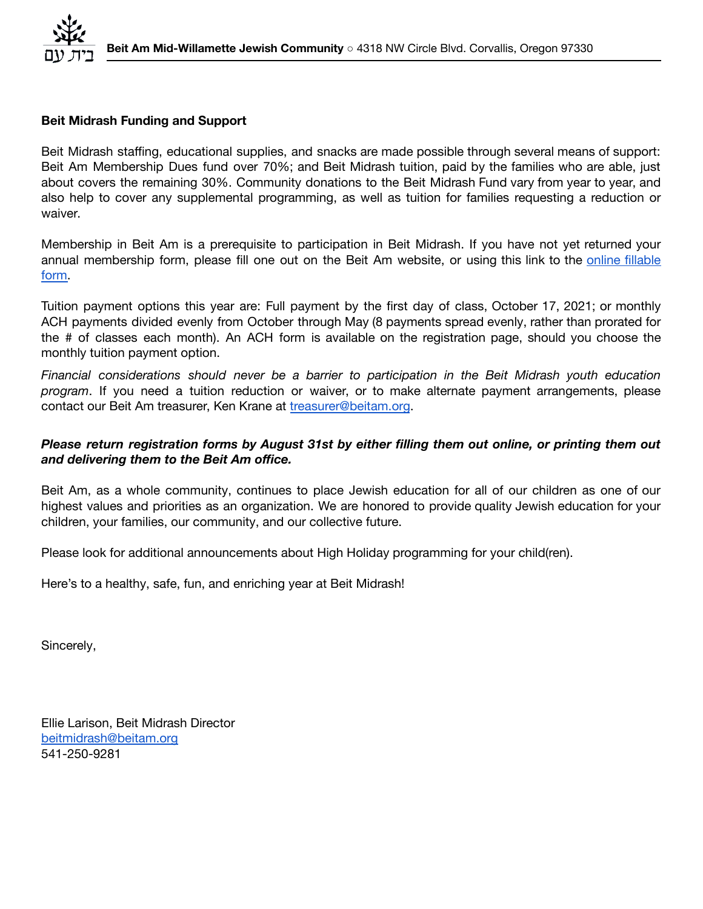**Beit Midrash Funding and Support**

Beit Midrash staffing, educational supplies, and snacks are made possible through several means of support: Beit Am Membership Dues fund over 70%; and Beit Midrash tuition, paid by the families who are able, just about covers the remaining 30%. Community donations to the Beit Midrash Fund vary from year to year, and also help to cover any supplemental programming, as well as tuition for families requesting a reduction or waiver.

Membership in Beit Am is a prerequisite to participation in Beit Midrash. If you have not yet returned your annual membership form, please fill one out on the Beit Am website, or using this link to the online fillable form.

Tuition payment options this year are: Full payment by the first day of class, October 17, 2021; or monthly ACH payments divided evenly from October through May (8 payments spread evenly, rather than prorated for the # of classes each month). An ACH form is available on the registration page, should you choose the monthly tuition payment option.

*Financial considerations should never be a barrier to participation in the Beit Midrash youth education program*. If you need a tuition reduction or waiver, or to make alternate payment arrangements, please contact our Beit Am treasurer, Ken Krane at treasurer@beitam.org.

***Please return registration forms by August 31st by either filling them out online, or printing them out and delivering them to the Beit Am office.***

Beit Am, as a whole community, continues to place Jewish education for all of our children as one of our highest values and priorities as an organization. We are honored to provide quality Jewish education for your children, your families, our community, and our collective future.

Please look for additional announcements about High Holiday programming for your child(ren).

Here's to a healthy, safe, fun, and enriching year at Beit Midrash!

Sincerely,

Ellie Larison, Beit Midrash Director
beitmidrash@beitam.org
541-250-9281